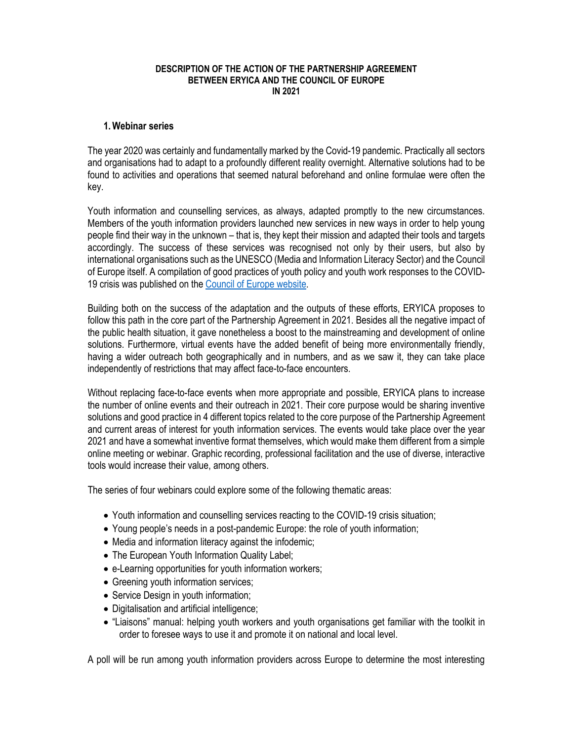**DESCRIPTION OF THE ACTION OF THE PARTNERSHIP AGREEMENT BETWEEN ERYICA AND THE COUNCIL OF EUROPE IN 2021**

## 1. Webinar series

The year 2020 was certainly and fundamentally marked by the Covid-19 pandemic. Practically all sectors and organisations had to adapt to a profoundly different reality overnight. Alternative solutions had to be found to activities and operations that seemed natural beforehand and online formulae were often the key.

Youth information and counselling services, as always, adapted promptly to the new circumstances. Members of the youth information providers launched new services in new ways in order to help young people find their way in the unknown – that is, they kept their mission and adapted their tools and targets accordingly. The success of these services was recognised not only by their users, but also by international organisations such as the UNESCO (Media and Information Literacy Sector) and the Council of Europe itself. A compilation of good practices of youth policy and youth work responses to the COVID-19 crisis was published on the Council of Europe website.

Building both on the success of the adaptation and the outputs of these efforts, ERYICA proposes to follow this path in the core part of the Partnership Agreement in 2021. Besides all the negative impact of the public health situation, it gave nonetheless a boost to the mainstreaming and development of online solutions. Furthermore, virtual events have the added benefit of being more environmentally friendly, having a wider outreach both geographically and in numbers, and as we saw it, they can take place independently of restrictions that may affect face-to-face encounters.

Without replacing face-to-face events when more appropriate and possible, ERYICA plans to increase the number of online events and their outreach in 2021. Their core purpose would be sharing inventive solutions and good practice in 4 different topics related to the core purpose of the Partnership Agreement and current areas of interest for youth information services. The events would take place over the year 2021 and have a somewhat inventive format themselves, which would make them different from a simple online meeting or webinar. Graphic recording, professional facilitation and the use of diverse, interactive tools would increase their value, among others.

The series of four webinars could explore some of the following thematic areas:

- Youth information and counselling services reacting to the COVID-19 crisis situation;
- Young people's needs in a post-pandemic Europe: the role of youth information;
- Media and information literacy against the infodemic;
- The European Youth Information Quality Label;
- e-Learning opportunities for youth information workers;
- Greening youth information services;
- Service Design in youth information;
- Digitalisation and artificial intelligence;
- "Liaisons" manual: helping youth workers and youth organisations get familiar with the toolkit in order to foresee ways to use it and promote it on national and local level.

A poll will be run among youth information providers across Europe to determine the most interesting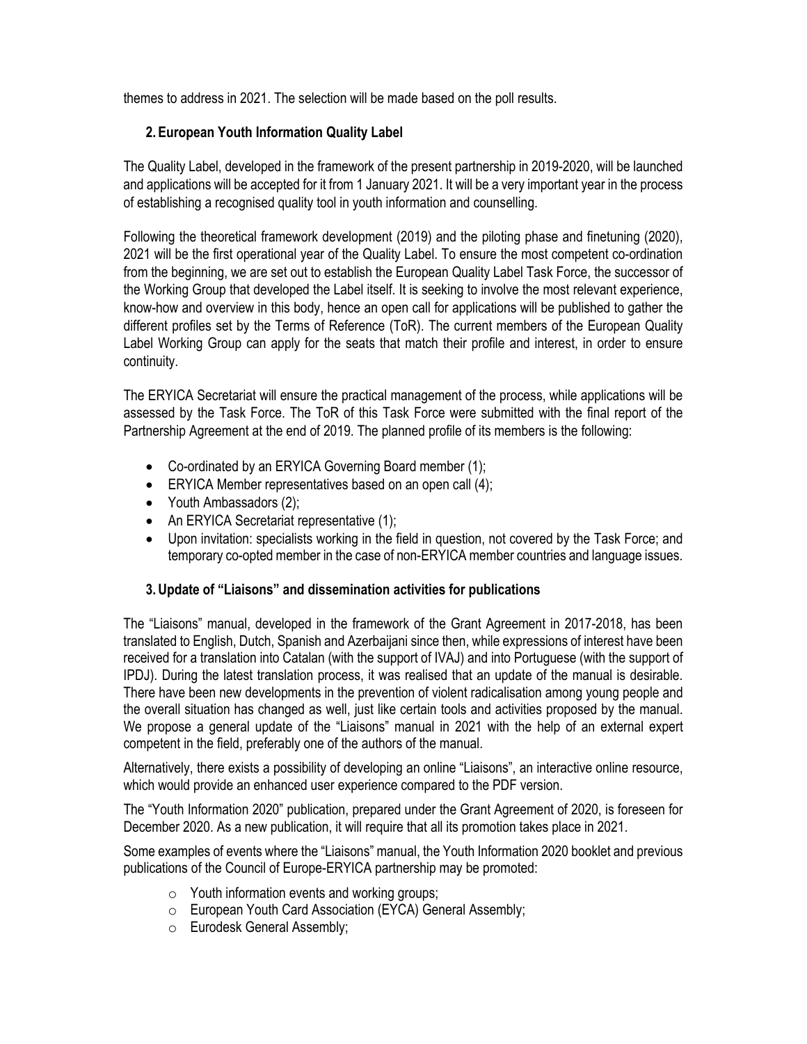themes to address in 2021. The selection will be made based on the poll results.

## 2. European Youth Information Quality Label

The Quality Label, developed in the framework of the present partnership in 2019-2020, will be launched and applications will be accepted for it from 1 January 2021. It will be a very important year in the process of establishing a recognised quality tool in youth information and counselling.

Following the theoretical framework development (2019) and the piloting phase and finetuning (2020), 2021 will be the first operational year of the Quality Label. To ensure the most competent co-ordination from the beginning, we are set out to establish the European Quality Label Task Force, the successor of the Working Group that developed the Label itself. It is seeking to involve the most relevant experience, know-how and overview in this body, hence an open call for applications will be published to gather the different profiles set by the Terms of Reference (ToR). The current members of the European Quality Label Working Group can apply for the seats that match their profile and interest, in order to ensure continuity.

The ERYICA Secretariat will ensure the practical management of the process, while applications will be assessed by the Task Force. The ToR of this Task Force were submitted with the final report of the Partnership Agreement at the end of 2019. The planned profile of its members is the following:

- Co-ordinated by an ERYICA Governing Board member (1);
- ERYICA Member representatives based on an open call (4);
- Youth Ambassadors (2);
- An ERYICA Secretariat representative (1);
- Upon invitation: specialists working in the field in question, not covered by the Task Force; and temporary co-opted member in the case of non-ERYICA member countries and language issues.

## 3. Update of "Liaisons" and dissemination activities for publications

The "Liaisons" manual, developed in the framework of the Grant Agreement in 2017-2018, has been translated to English, Dutch, Spanish and Azerbaijani since then, while expressions of interest have been received for a translation into Catalan (with the support of IVAJ) and into Portuguese (with the support of IPDJ). During the latest translation process, it was realised that an update of the manual is desirable. There have been new developments in the prevention of violent radicalisation among young people and the overall situation has changed as well, just like certain tools and activities proposed by the manual. We propose a general update of the "Liaisons" manual in 2021 with the help of an external expert competent in the field, preferably one of the authors of the manual.

Alternatively, there exists a possibility of developing an online "Liaisons", an interactive online resource, which would provide an enhanced user experience compared to the PDF version.

The "Youth Information 2020" publication, prepared under the Grant Agreement of 2020, is foreseen for December 2020. As a new publication, it will require that all its promotion takes place in 2021.

Some examples of events where the "Liaisons" manual, the Youth Information 2020 booklet and previous publications of the Council of Europe-ERYICA partnership may be promoted:

- Youth information events and working groups;
- European Youth Card Association (EYCA) General Assembly;
- Eurodesk General Assembly;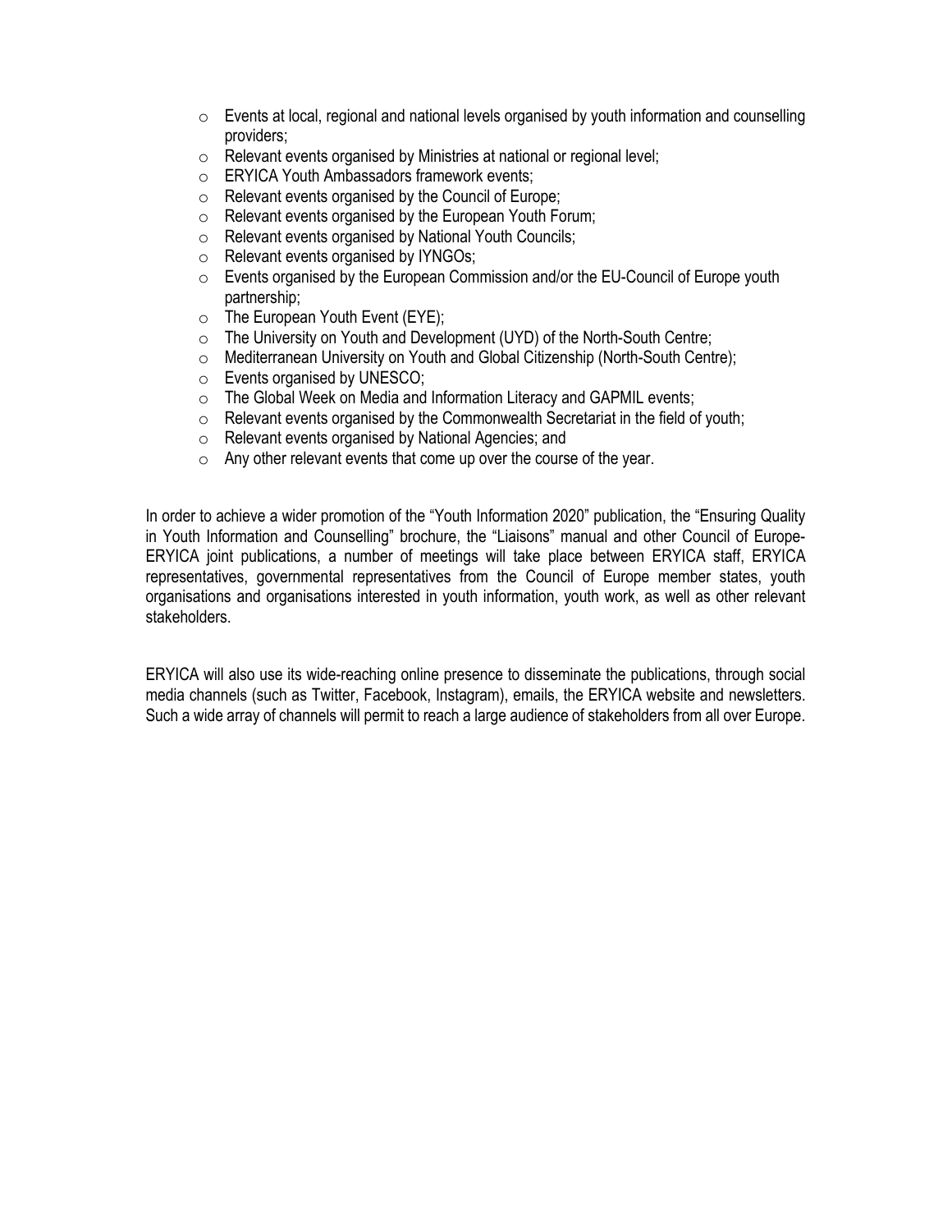- Events at local, regional and national levels organised by youth information and counselling providers;
- Relevant events organised by Ministries at national or regional level;
- ERYICA Youth Ambassadors framework events;
- Relevant events organised by the Council of Europe;
- Relevant events organised by the European Youth Forum;
- Relevant events organised by National Youth Councils;
- Relevant events organised by IYNGOs;
- Events organised by the European Commission and/or the EU-Council of Europe youth partnership;
- The European Youth Event (EYE);
- The University on Youth and Development (UYD) of the North-South Centre;
- Mediterranean University on Youth and Global Citizenship (North-South Centre);
- Events organised by UNESCO;
- The Global Week on Media and Information Literacy and GAPMIL events;
- Relevant events organised by the Commonwealth Secretariat in the field of youth;
- Relevant events organised by National Agencies; and
- Any other relevant events that come up over the course of the year.

In order to achieve a wider promotion of the "Youth Information 2020" publication, the "Ensuring Quality in Youth Information and Counselling" brochure, the "Liaisons" manual and other Council of Europe-ERYICA joint publications, a number of meetings will take place between ERYICA staff, ERYICA representatives, governmental representatives from the Council of Europe member states, youth organisations and organisations interested in youth information, youth work, as well as other relevant stakeholders.

ERYICA will also use its wide-reaching online presence to disseminate the publications, through social media channels (such as Twitter, Facebook, Instagram), emails, the ERYICA website and newsletters. Such a wide array of channels will permit to reach a large audience of stakeholders from all over Europe.